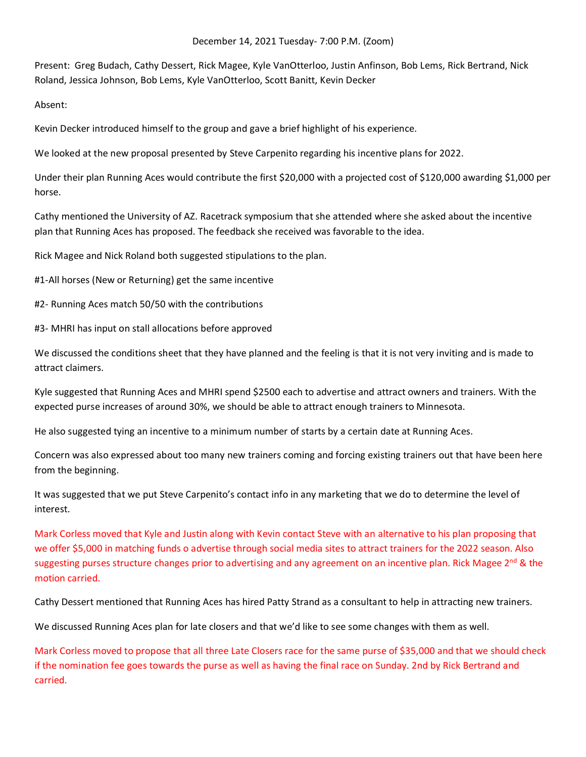December 14, 2021 Tuesday- 7:00 P.M. (Zoom)

Present: Greg Budach, Cathy Dessert, Rick Magee, Kyle VanOtterloo, Justin Anfinson, Bob Lems, Rick Bertrand, Nick Roland, Jessica Johnson, Bob Lems, Kyle VanOtterloo, Scott Banitt, Kevin Decker

Absent:

Kevin Decker introduced himself to the group and gave a brief highlight of his experience.

We looked at the new proposal presented by Steve Carpenito regarding his incentive plans for 2022.

Under their plan Running Aces would contribute the first $20,000 with a projected cost of $120,000 awarding $1,000 per horse.

Cathy mentioned the University of AZ. Racetrack symposium that she attended where she asked about the incentive plan that Running Aces has proposed. The feedback she received was favorable to the idea.

Rick Magee and Nick Roland both suggested stipulations to the plan.

#1-All horses (New or Returning) get the same incentive

#2- Running Aces match 50/50 with the contributions

#3- MHRI has input on stall allocations before approved

We discussed the conditions sheet that they have planned and the feeling is that it is not very inviting and is made to attract claimers.

Kyle suggested that Running Aces and MHRI spend $2500 each to advertise and attract owners and trainers. With the expected purse increases of around 30%, we should be able to attract enough trainers to Minnesota.

He also suggested tying an incentive to a minimum number of starts by a certain date at Running Aces.

Concern was also expressed about too many new trainers coming and forcing existing trainers out that have been here from the beginning.

It was suggested that we put Steve Carpenito's contact info in any marketing that we do to determine the level of interest.

Mark Corless moved that Kyle and Justin along with Kevin contact Steve with an alternative to his plan proposing that we offer $5,000 in matching funds o advertise through social media sites to attract trainers for the 2022 season. Also suggesting purses structure changes prior to advertising and any agreement on an incentive plan. Rick Magee 2nd & the motion carried.

Cathy Dessert mentioned that Running Aces has hired Patty Strand as a consultant to help in attracting new trainers.

We discussed Running Aces plan for late closers and that we'd like to see some changes with them as well.

Mark Corless moved to propose that all three Late Closers race for the same purse of $35,000 and that we should check if the nomination fee goes towards the purse as well as having the final race on Sunday. 2nd by Rick Bertrand and carried.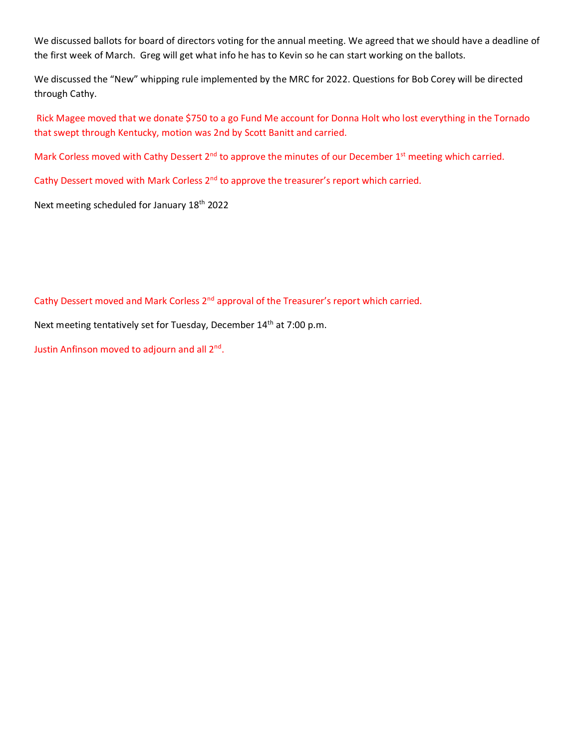We discussed ballots for board of directors voting for the annual meeting. We agreed that we should have a deadline of the first week of March. Greg will get what info he has to Kevin so he can start working on the ballots.

We discussed the "New" whipping rule implemented by the MRC for 2022. Questions for Bob Corey will be directed through Cathy.

Rick Magee moved that we donate $750 to a go Fund Me account for Donna Holt who lost everything in the Tornado that swept through Kentucky, motion was 2nd by Scott Banitt and carried.

Mark Corless moved with Cathy Dessert 2nd to approve the minutes of our December 1st meeting which carried.

Cathy Dessert moved with Mark Corless 2nd to approve the treasurer's report which carried.

Next meeting scheduled for January 18th 2022

Cathy Dessert moved and Mark Corless 2nd approval of the Treasurer's report which carried.

Next meeting tentatively set for Tuesday, December 14th at 7:00 p.m.

Justin Anfinson moved to adjourn and all 2nd.